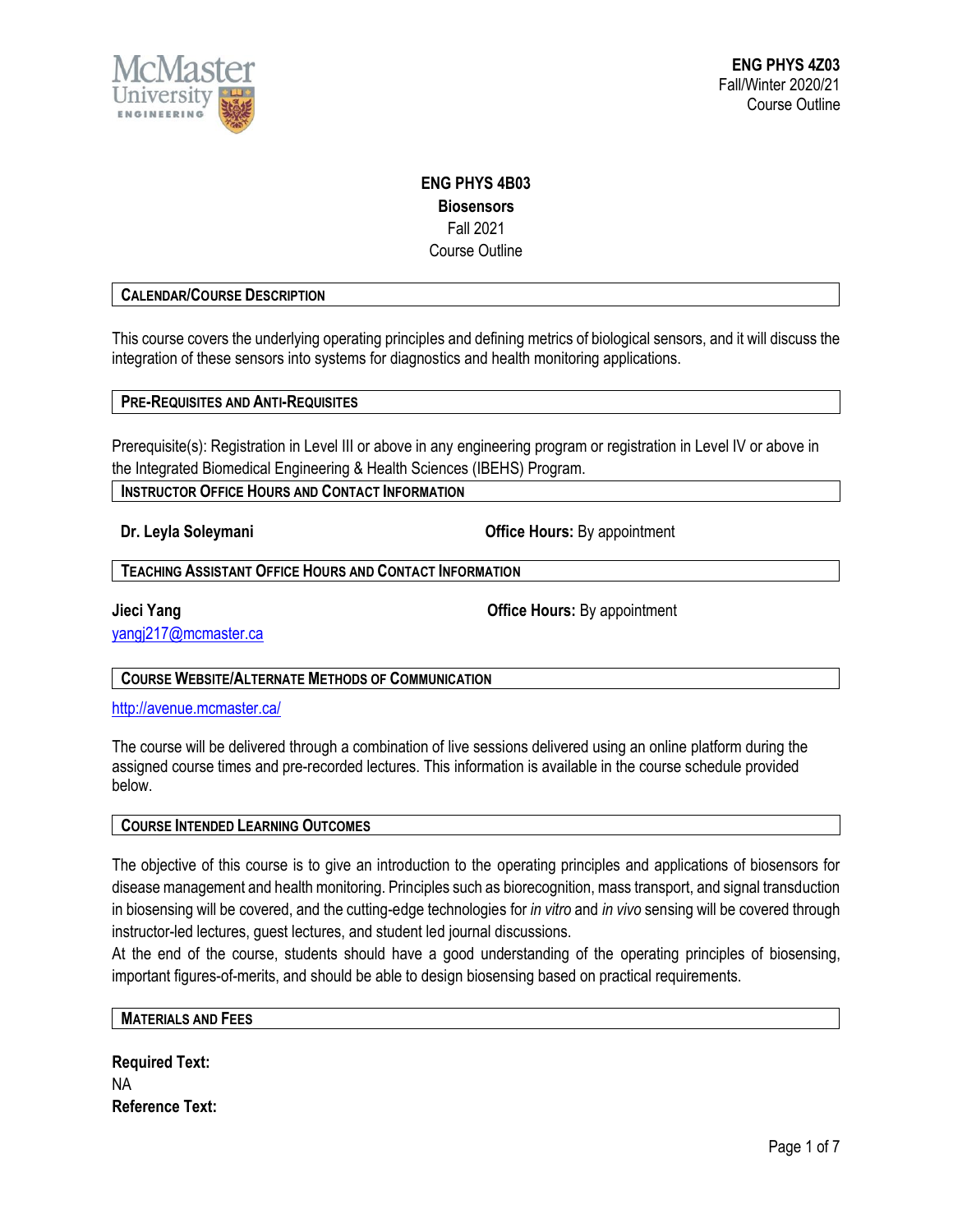# ENG PHYS 4B03
## Biosensors
Fall 2021
Course Outline

### CALENDAR/COURSE DESCRIPTION

This course covers the underlying operating principles and defining metrics of biological sensors, and it will discuss the integration of these sensors into systems for diagnostics and health monitoring applications.

### PRE-REQUISITES AND ANTI-REQUISITES

Prerequisite(s): Registration in Level III or above in any engineering program or registration in Level IV or above in the Integrated Biomedical Engineering & Health Sciences (IBEHS) Program.

### INSTRUCTOR OFFICE HOURS AND CONTACT INFORMATION

**Dr. Leyla Soleymani** **Office Hours:** By appointment

### TEACHING ASSISTANT OFFICE HOURS AND CONTACT INFORMATION

**Jieci Yang** **Office Hours:** By appointment
yangj217@mcmaster.ca

### COURSE WEBSITE/ALTERNATE METHODS OF COMMUNICATION

http://avenue.mcmaster.ca/

The course will be delivered through a combination of live sessions delivered using an online platform during the assigned course times and pre-recorded lectures. This information is available in the course schedule provided below.

### COURSE INTENDED LEARNING OUTCOMES

The objective of this course is to give an introduction to the operating principles and applications of biosensors for disease management and health monitoring. Principles such as biorecognition, mass transport, and signal transduction in biosensing will be covered, and the cutting-edge technologies for *in vitro* and *in vivo* sensing will be covered through instructor-led lectures, guest lectures, and student led journal discussions.
At the end of the course, students should have a good understanding of the operating principles of biosensing, important figures-of-merits, and should be able to design biosensing based on practical requirements.

### MATERIALS AND FEES

**Required Text:**
NA
**Reference Text:**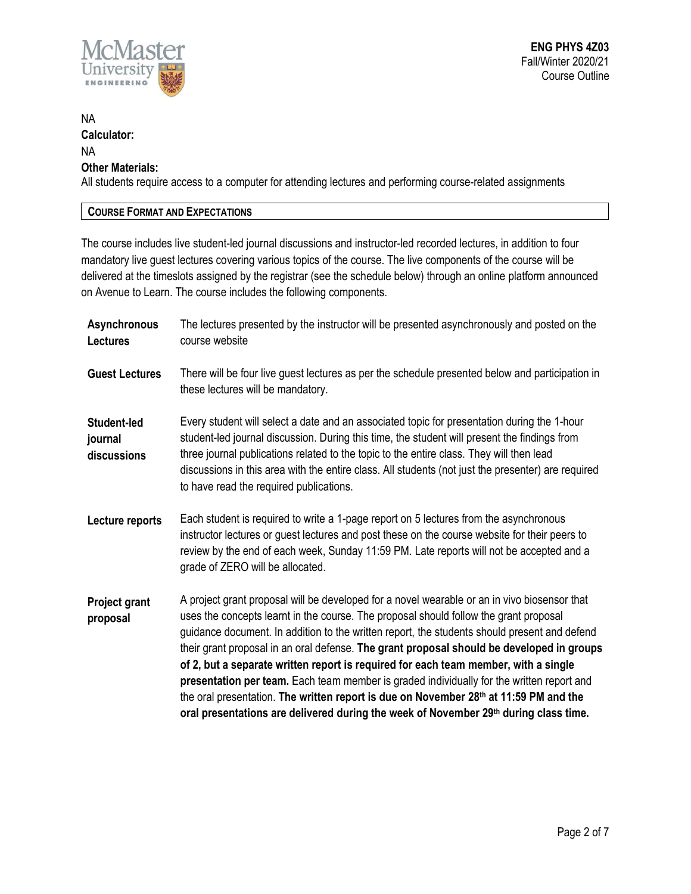NA

**Calculator:**

NA

**Other Materials:**

All students require access to a computer for attending lectures and performing course-related assignments

## COURSE FORMAT AND EXPECTATIONS

The course includes live student-led journal discussions and instructor-led recorded lectures, in addition to four mandatory live guest lectures covering various topics of the course. The live components of the course will be delivered at the timeslots assigned by the registrar (see the schedule below) through an online platform announced on Avenue to Learn. The course includes the following components.

| | |
|---|---|
| **Asynchronous Lectures** | The lectures presented by the instructor will be presented asynchronously and posted on the course website |
| **Guest Lectures** | There will be four live guest lectures as per the schedule presented below and participation in these lectures will be mandatory. |
| **Student-led journal discussions** | Every student will select a date and an associated topic for presentation during the 1-hour student-led journal discussion. During this time, the student will present the findings from three journal publications related to the topic to the entire class. They will then lead discussions in this area with the entire class. All students (not just the presenter) are required to have read the required publications. |
| **Lecture reports** | Each student is required to write a 1-page report on 5 lectures from the asynchronous instructor lectures or guest lectures and post these on the course website for their peers to review by the end of each week, Sunday 11:59 PM. Late reports will not be accepted and a grade of ZERO will be allocated. |
| **Project grant proposal** | A project grant proposal will be developed for a novel wearable or an in vivo biosensor that uses the concepts learnt in the course. The proposal should follow the grant proposal guidance document. In addition to the written report, the students should present and defend their grant proposal in an oral defense. **The grant proposal should be developed in groups of 2, but a separate written report is required for each team member, with a single presentation per team.** Each team member is graded individually for the written report and the oral presentation. **The written report is due on November 28th at 11:59 PM and the oral presentations are delivered during the week of November 29th during class time.** |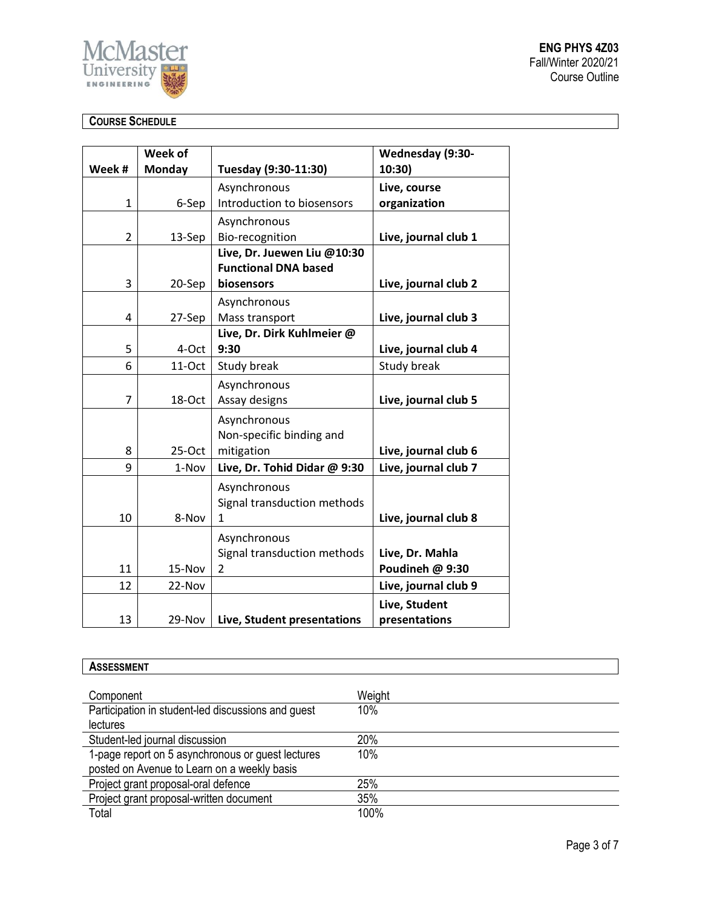## COURSE SCHEDULE

| Week # | Week of Monday | Tuesday (9:30-11:30) | Wednesday (9:30-10:30) |
|---|---|---|---|
| 1 | 6-Sep | Asynchronous Introduction to biosensors | **Live, course organization** |
| 2 | 13-Sep | Asynchronous Bio-recognition | **Live, journal club 1** |
| 3 | 20-Sep | **Live, Dr. Juewen Liu @10:30 Functional DNA based biosensors** | **Live, journal club 2** |
| 4 | 27-Sep | Asynchronous Mass transport | **Live, journal club 3** |
| 5 | 4-Oct | **Live, Dr. Dirk Kuhlmeier @ 9:30** | **Live, journal club 4** |
| 6 | 11-Oct | Study break | Study break |
| 7 | 18-Oct | Asynchronous Assay designs | **Live, journal club 5** |
| 8 | 25-Oct | Asynchronous Non-specific binding and mitigation | **Live, journal club 6** |
| 9 | 1-Nov | **Live, Dr. Tohid Didar @ 9:30** | **Live, journal club 7** |
| 10 | 8-Nov | Asynchronous Signal transduction methods 1 | **Live, journal club 8** |
| 11 | 15-Nov | Asynchronous Signal transduction methods 2 | **Live, Dr. Mahla Poudineh @ 9:30** |
| 12 | 22-Nov | | **Live, journal club 9** |
| 13 | 29-Nov | **Live, Student presentations** | **Live, Student presentations** |

## ASSESSMENT

| Component | Weight |
|---|---|
| Participation in student-led discussions and guest lectures | 10% |
| Student-led journal discussion | 20% |
| 1-page report on 5 asynchronous or guest lectures posted on Avenue to Learn on a weekly basis | 10% |
| Project grant proposal-oral defence | 25% |
| Project grant proposal-written document | 35% |
| Total | 100% |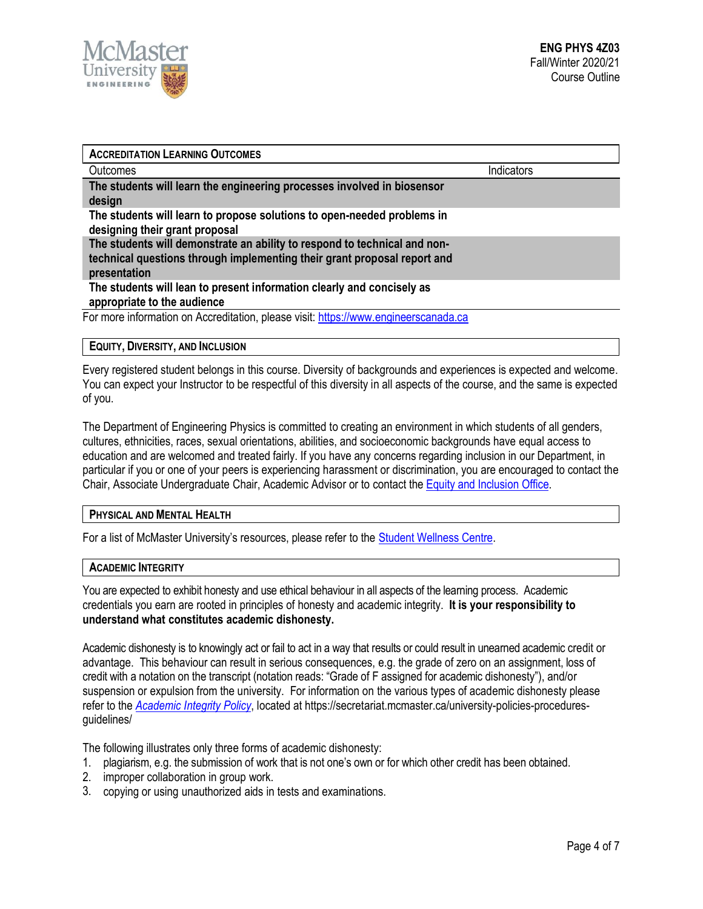## Accreditation Learning Outcomes

| Outcomes | Indicators |
| --- | --- |
| **The students will learn the engineering processes involved in biosensor design** | |
| **The students will learn to propose solutions to open-needed problems in designing their grant proposal** | |
| **The students will demonstrate an ability to respond to technical and non-technical questions through implementing their grant proposal report and presentation** | |
| **The students will lean to present information clearly and concisely as appropriate to the audience** | |

For more information on Accreditation, please visit: [https://www.engineerscanada.ca](https://www.engineerscanada.ca)

## Equity, Diversity, and Inclusion

Every registered student belongs in this course. Diversity of backgrounds and experiences is expected and welcome. You can expect your Instructor to be respectful of this diversity in all aspects of the course, and the same is expected of you.

The Department of Engineering Physics is committed to creating an environment in which students of all genders, cultures, ethnicities, races, sexual orientations, abilities, and socioeconomic backgrounds have equal access to education and are welcomed and treated fairly. If you have any concerns regarding inclusion in our Department, in particular if you or one of your peers is experiencing harassment or discrimination, you are encouraged to contact the Chair, Associate Undergraduate Chair, Academic Advisor or to contact the Equity and Inclusion Office.

## Physical and Mental Health

For a list of McMaster University's resources, please refer to the Student Wellness Centre.

## Academic Integrity

You are expected to exhibit honesty and use ethical behaviour in all aspects of the learning process. Academic credentials you earn are rooted in principles of honesty and academic integrity. **It is your responsibility to understand what constitutes academic dishonesty.**

Academic dishonesty is to knowingly act or fail to act in a way that results or could result in unearned academic credit or advantage. This behaviour can result in serious consequences, e.g. the grade of zero on an assignment, loss of credit with a notation on the transcript (notation reads: "Grade of F assigned for academic dishonesty"), and/or suspension or expulsion from the university. For information on the various types of academic dishonesty please refer to the *Academic Integrity Policy*, located at https://secretariat.mcmaster.ca/university-policies-procedures-guidelines/

The following illustrates only three forms of academic dishonesty:

1. plagiarism, e.g. the submission of work that is not one's own or for which other credit has been obtained.
2. improper collaboration in group work.
3. copying or using unauthorized aids in tests and examinations.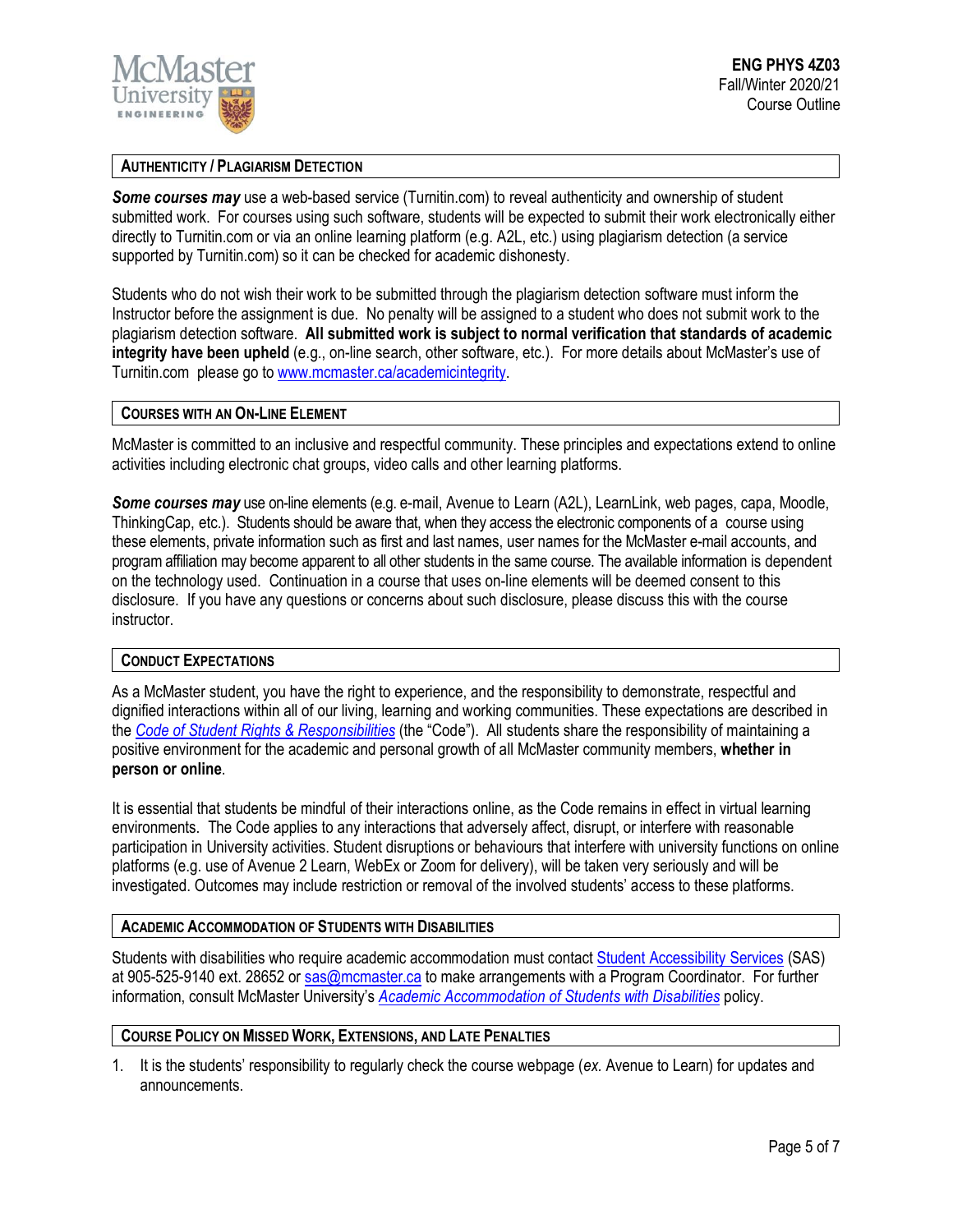## AUTHENTICITY / PLAGIARISM DETECTION

***Some courses may*** use a web-based service (Turnitin.com) to reveal authenticity and ownership of student submitted work. For courses using such software, students will be expected to submit their work electronically either directly to Turnitin.com or via an online learning platform (e.g. A2L, etc.) using plagiarism detection (a service supported by Turnitin.com) so it can be checked for academic dishonesty.

Students who do not wish their work to be submitted through the plagiarism detection software must inform the Instructor before the assignment is due. No penalty will be assigned to a student who does not submit work to the plagiarism detection software. **All submitted work is subject to normal verification that standards of academic integrity have been upheld** (e.g., on-line search, other software, etc.). For more details about McMaster's use of Turnitin.com please go to [www.mcmaster.ca/academicintegrity](www.mcmaster.ca/academicintegrity).

## COURSES WITH AN ON-LINE ELEMENT

McMaster is committed to an inclusive and respectful community. These principles and expectations extend to online activities including electronic chat groups, video calls and other learning platforms.

***Some courses may*** use on-line elements (e.g. e-mail, Avenue to Learn (A2L), LearnLink, web pages, capa, Moodle, ThinkingCap, etc.). Students should be aware that, when they access the electronic components of a course using these elements, private information such as first and last names, user names for the McMaster e-mail accounts, and program affiliation may become apparent to all other students in the same course. The available information is dependent on the technology used. Continuation in a course that uses on-line elements will be deemed consent to this disclosure. If you have any questions or concerns about such disclosure, please discuss this with the course instructor.

## CONDUCT EXPECTATIONS

As a McMaster student, you have the right to experience, and the responsibility to demonstrate, respectful and dignified interactions within all of our living, learning and working communities. These expectations are described in the *Code of Student Rights & Responsibilities* (the "Code"). All students share the responsibility of maintaining a positive environment for the academic and personal growth of all McMaster community members, **whether in person or online**.

It is essential that students be mindful of their interactions online, as the Code remains in effect in virtual learning environments. The Code applies to any interactions that adversely affect, disrupt, or interfere with reasonable participation in University activities. Student disruptions or behaviours that interfere with university functions on online platforms (e.g. use of Avenue 2 Learn, WebEx or Zoom for delivery), will be taken very seriously and will be investigated. Outcomes may include restriction or removal of the involved students' access to these platforms.

## ACADEMIC ACCOMMODATION OF STUDENTS WITH DISABILITIES

Students with disabilities who require academic accommodation must contact Student Accessibility Services (SAS) at 905-525-9140 ext. 28652 or sas@mcmaster.ca to make arrangements with a Program Coordinator. For further information, consult McMaster University's *Academic Accommodation of Students with Disabilities* policy.

## COURSE POLICY ON MISSED WORK, EXTENSIONS, AND LATE PENALTIES

1. It is the students' responsibility to regularly check the course webpage (*ex.* Avenue to Learn) for updates and announcements.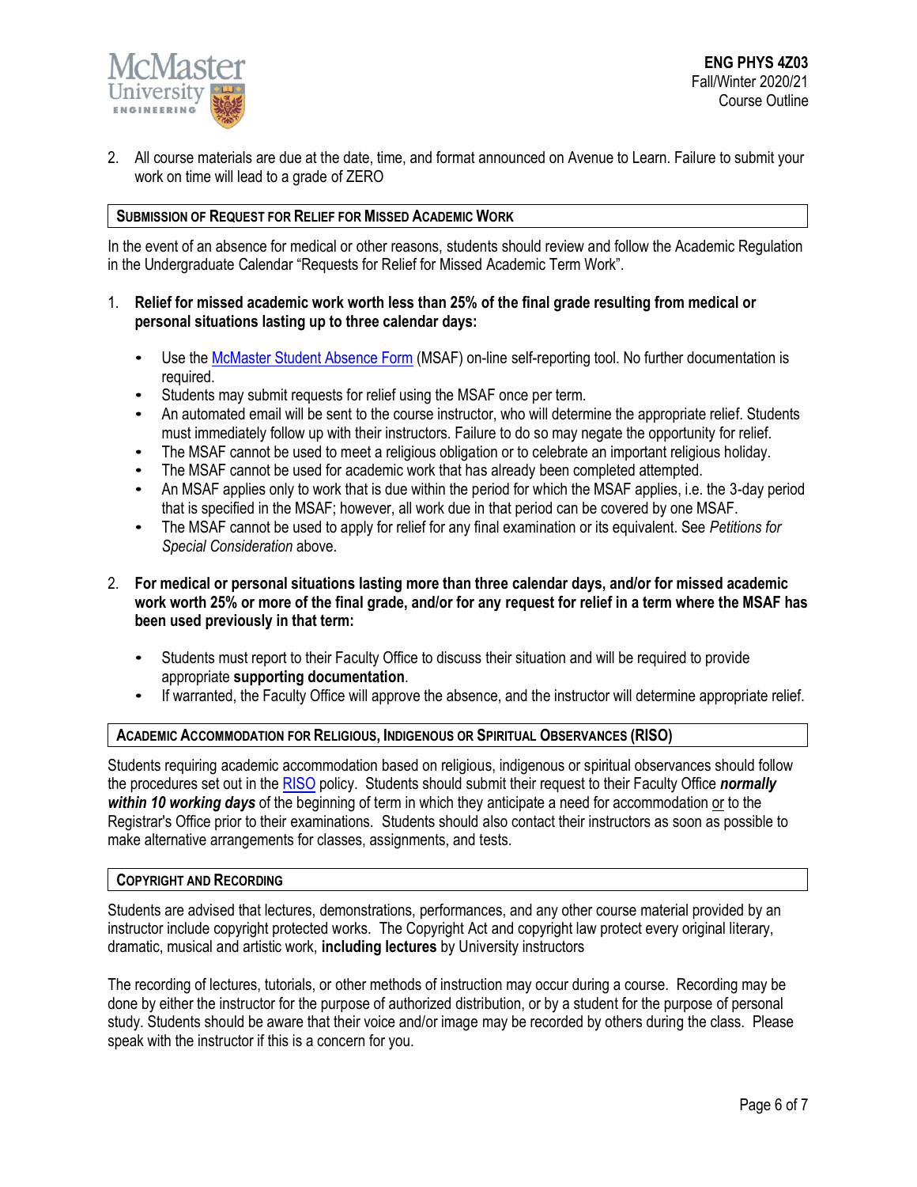2. All course materials are due at the date, time, and format announced on Avenue to Learn. Failure to submit your work on time will lead to a grade of ZERO

### SUBMISSION OF REQUEST FOR RELIEF FOR MISSED ACADEMIC WORK

In the event of an absence for medical or other reasons, students should review and follow the Academic Regulation in the Undergraduate Calendar "Requests for Relief for Missed Academic Term Work".

1. **Relief for missed academic work worth less than 25% of the final grade resulting from medical or personal situations lasting up to three calendar days:**

   - Use the McMaster Student Absence Form (MSAF) on-line self-reporting tool. No further documentation is required.
   - Students may submit requests for relief using the MSAF once per term.
   - An automated email will be sent to the course instructor, who will determine the appropriate relief. Students must immediately follow up with their instructors. Failure to do so may negate the opportunity for relief.
   - The MSAF cannot be used to meet a religious obligation or to celebrate an important religious holiday.
   - The MSAF cannot be used for academic work that has already been completed attempted.
   - An MSAF applies only to work that is due within the period for which the MSAF applies, i.e. the 3-day period that is specified in the MSAF; however, all work due in that period can be covered by one MSAF.
   - The MSAF cannot be used to apply for relief for any final examination or its equivalent. See *Petitions for Special Consideration* above.

2. **For medical or personal situations lasting more than three calendar days, and/or for missed academic work worth 25% or more of the final grade, and/or for any request for relief in a term where the MSAF has been used previously in that term:**

   - Students must report to their Faculty Office to discuss their situation and will be required to provide appropriate **supporting documentation**.
   - If warranted, the Faculty Office will approve the absence, and the instructor will determine appropriate relief.

### ACADEMIC ACCOMMODATION FOR RELIGIOUS, INDIGENOUS OR SPIRITUAL OBSERVANCES (RISO)

Students requiring academic accommodation based on religious, indigenous or spiritual observances should follow the procedures set out in the RISO policy. Students should submit their request to their Faculty Office ***normally within 10 working days*** of the beginning of term in which they anticipate a need for accommodation or to the Registrar's Office prior to their examinations. Students should also contact their instructors as soon as possible to make alternative arrangements for classes, assignments, and tests.

### COPYRIGHT AND RECORDING

Students are advised that lectures, demonstrations, performances, and any other course material provided by an instructor include copyright protected works. The Copyright Act and copyright law protect every original literary, dramatic, musical and artistic work, **including lectures** by University instructors

The recording of lectures, tutorials, or other methods of instruction may occur during a course. Recording may be done by either the instructor for the purpose of authorized distribution, or by a student for the purpose of personal study. Students should be aware that their voice and/or image may be recorded by others during the class. Please speak with the instructor if this is a concern for you.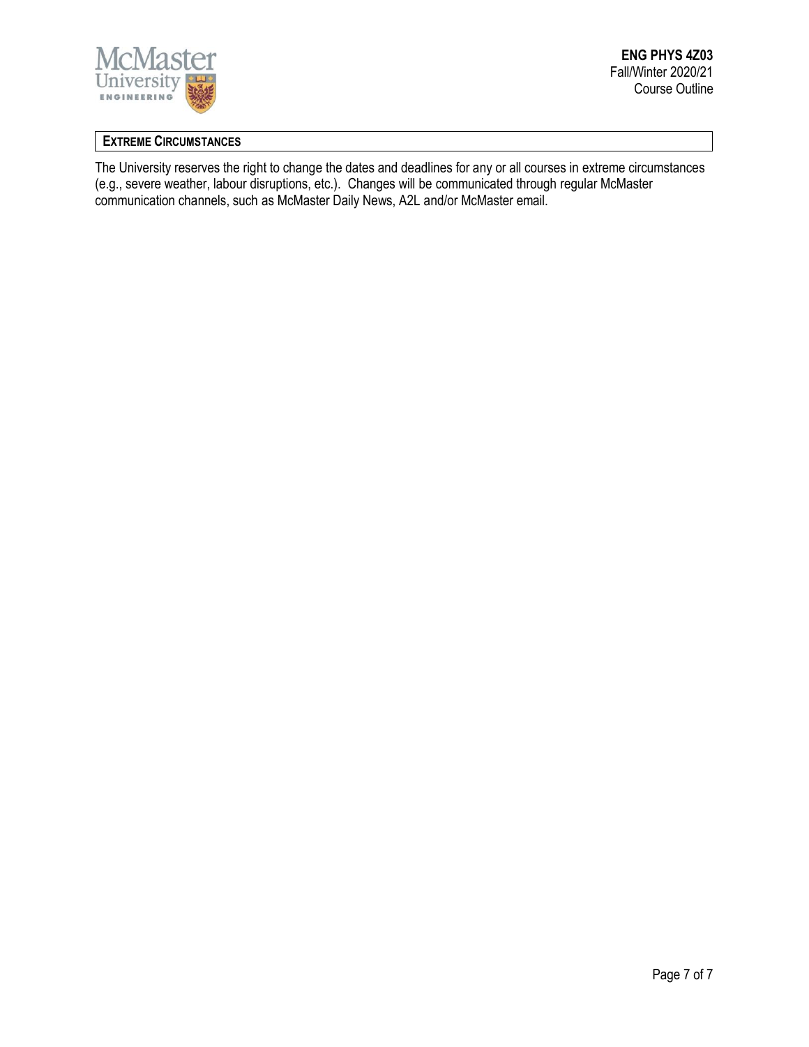## EXTREME CIRCUMSTANCES

The University reserves the right to change the dates and deadlines for any or all courses in extreme circumstances (e.g., severe weather, labour disruptions, etc.). Changes will be communicated through regular McMaster communication channels, such as McMaster Daily News, A2L and/or McMaster email.